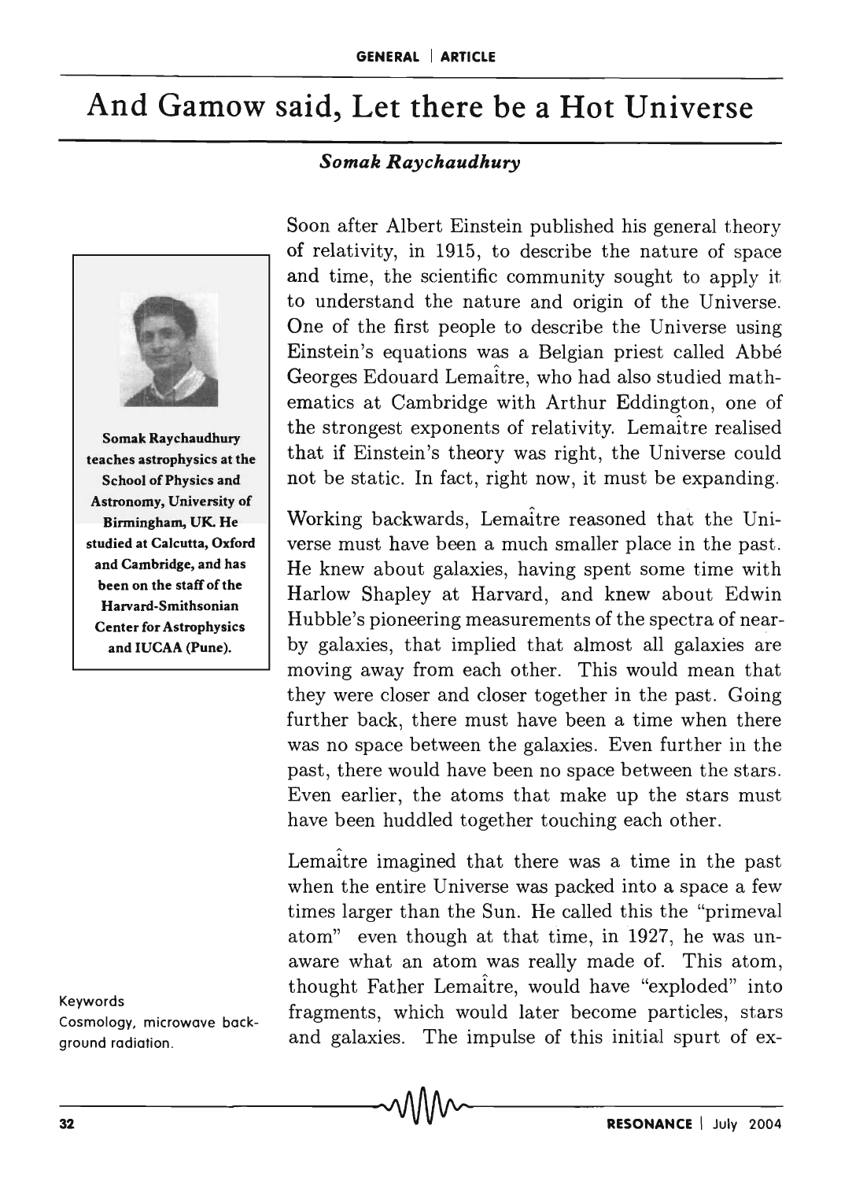# And Gamow said, Let there be a Hot Universe

***Somak Raychaudhury***

**Somak Raychaudhury teaches astrophysics at the School of Physics and Astronomy, University of Birmingham, UK. He studied at Calcutta, Oxford and Cambridge, and has been on the staff of the Harvard-Smithsonian Center for Astrophysics and IUCAA (Pune).**

Soon after Albert Einstein published his general theory of relativity, in 1915, to describe the nature of space and time, the scientific community sought to apply it to understand the nature and origin of the Universe. One of the first people to describe the Universe using Einstein's equations was a Belgian priest called Abbé Georges Edouard Lemaître, who had also studied mathematics at Cambridge with Arthur Eddington, one of the strongest exponents of relativity. Lemaître realised that if Einstein's theory was right, the Universe could not be static. In fact, right now, it must be expanding.

Working backwards, Lemaître reasoned that the Universe must have been a much smaller place in the past. He knew about galaxies, having spent some time with Harlow Shapley at Harvard, and knew about Edwin Hubble's pioneering measurements of the spectra of near-by galaxies, that implied that almost all galaxies are moving away from each other. This would mean that they were closer and closer together in the past. Going further back, there must have been a time when there was no space between the galaxies. Even further in the past, there would have been no space between the stars. Even earlier, the atoms that make up the stars must have been huddled together touching each other.

Lemaître imagined that there was a time in the past when the entire Universe was packed into a space a few times larger than the Sun. He called this the "primeval atom" even though at that time, in 1927, he was unaware what an atom was really made of. This atom, thought Father Lemaître, would have "exploded" into fragments, which would later become particles, stars and galaxies. The impulse of this initial spurt of ex-

Keywords

Cosmology, microwave background radiation.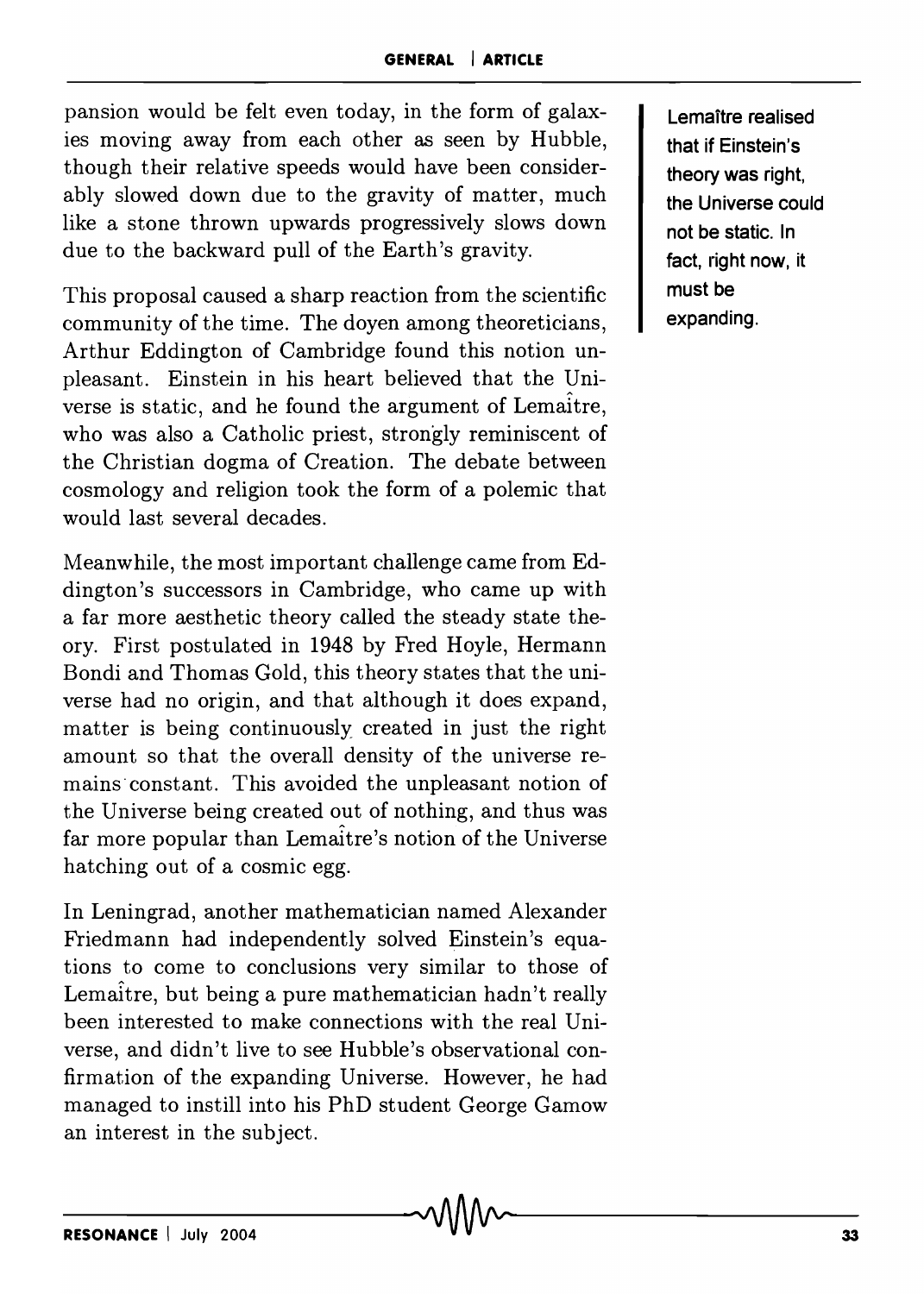pansion would be felt even today, in the form of galaxies moving away from each other as seen by Hubble, though their relative speeds would have been considerably slowed down due to the gravity of matter, much like a stone thrown upwards progressively slows down due to the backward pull of the Earth's gravity.

**Lemaître realised that if Einstein's theory was right, the Universe could not be static. In fact, right now, it must be expanding.**

This proposal caused a sharp reaction from the scientific community of the time. The doyen among theoreticians, Arthur Eddington of Cambridge found this notion unpleasant. Einstein in his heart believed that the Universe is static, and he found the argument of Lemaître, who was also a Catholic priest, strongly reminiscent of the Christian dogma of Creation. The debate between cosmology and religion took the form of a polemic that would last several decades.

Meanwhile, the most important challenge came from Eddington's successors in Cambridge, who came up with a far more aesthetic theory called the steady state theory. First postulated in 1948 by Fred Hoyle, Hermann Bondi and Thomas Gold, this theory states that the universe had no origin, and that although it does expand, matter is being continuously created in just the right amount so that the overall density of the universe remains constant. This avoided the unpleasant notion of the Universe being created out of nothing, and thus was far more popular than Lemaître's notion of the Universe hatching out of a cosmic egg.

In Leningrad, another mathematician named Alexander Friedmann had independently solved Einstein's equations to come to conclusions very similar to those of Lemaître, but being a pure mathematician hadn't really been interested to make connections with the real Universe, and didn't live to see Hubble's observational confirmation of the expanding Universe. However, he had managed to instill into his PhD student George Gamow an interest in the subject.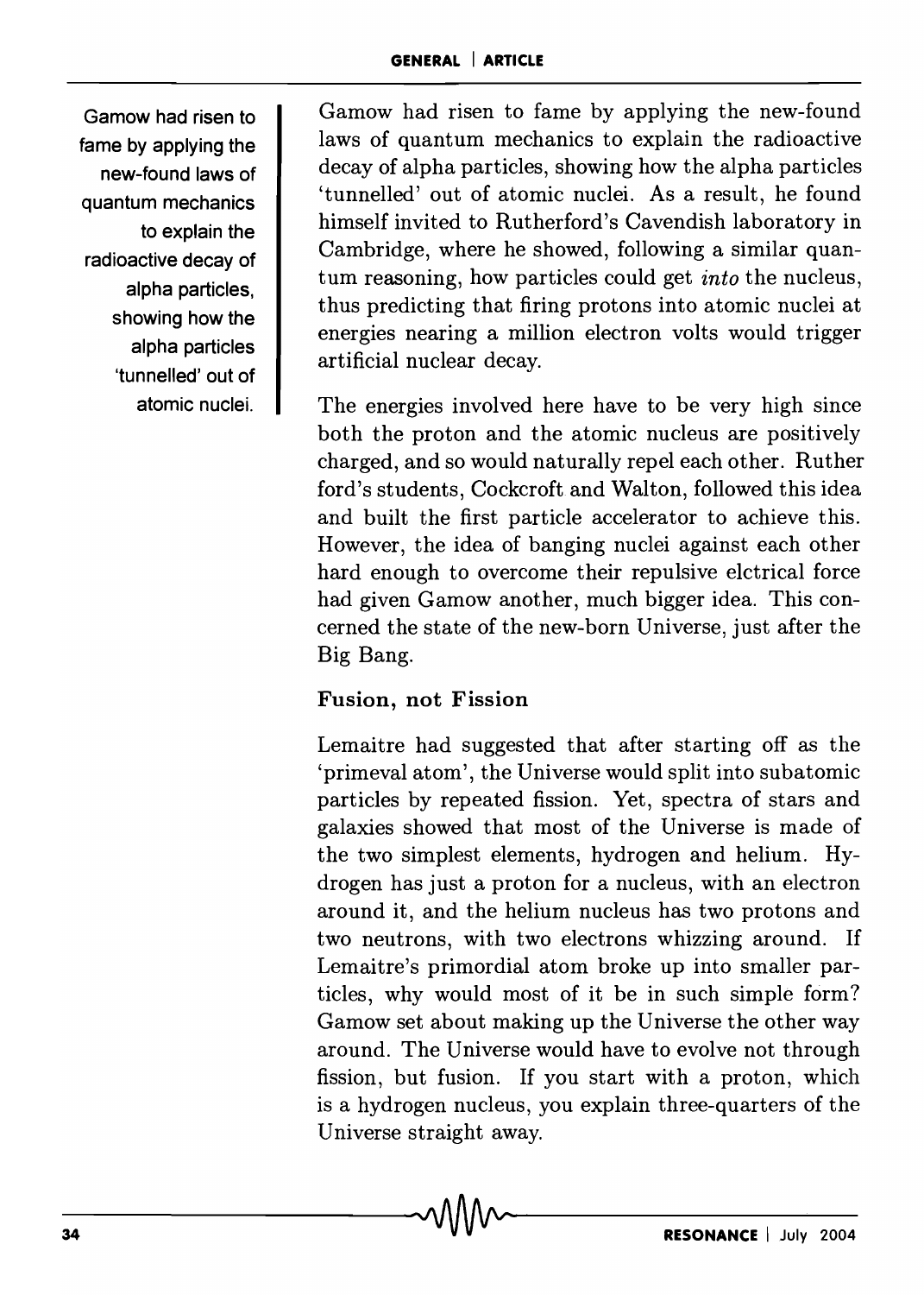Gamow had risen to fame by applying the new-found laws of quantum mechanics to explain the radioactive decay of alpha particles, showing how the alpha particles 'tunnelled' out of atomic nuclei.

Gamow had risen to fame by applying the new-found laws of quantum mechanics to explain the radioactive decay of alpha particles, showing how the alpha particles 'tunnelled' out of atomic nuclei. As a result, he found himself invited to Rutherford's Cavendish laboratory in Cambridge, where he showed, following a similar quantum reasoning, how particles could get *into* the nucleus, thus predicting that firing protons into atomic nuclei at energies nearing a million electron volts would trigger artificial nuclear decay.

The energies involved here have to be very high since both the proton and the atomic nucleus are positively charged, and so would naturally repel each other. Ruther ford's students, Cockcroft and Walton, followed this idea and built the first particle accelerator to achieve this. However, the idea of banging nuclei against each other hard enough to overcome their repulsive elctrical force had given Gamow another, much bigger idea. This concerned the state of the new-born Universe, just after the Big Bang.

### Fusion, not Fission

Lemaitre had suggested that after starting off as the 'primeval atom', the Universe would split into subatomic particles by repeated fission. Yet, spectra of stars and galaxies showed that most of the Universe is made of the two simplest elements, hydrogen and helium. Hydrogen has just a proton for a nucleus, with an electron around it, and the helium nucleus has two protons and two neutrons, with two electrons whizzing around. If Lemaitre's primordial atom broke up into smaller particles, why would most of it be in such simple form? Gamow set about making up the Universe the other way around. The Universe would have to evolve not through fission, but fusion. If you start with a proton, which is a hydrogen nucleus, you explain three-quarters of the Universe straight away.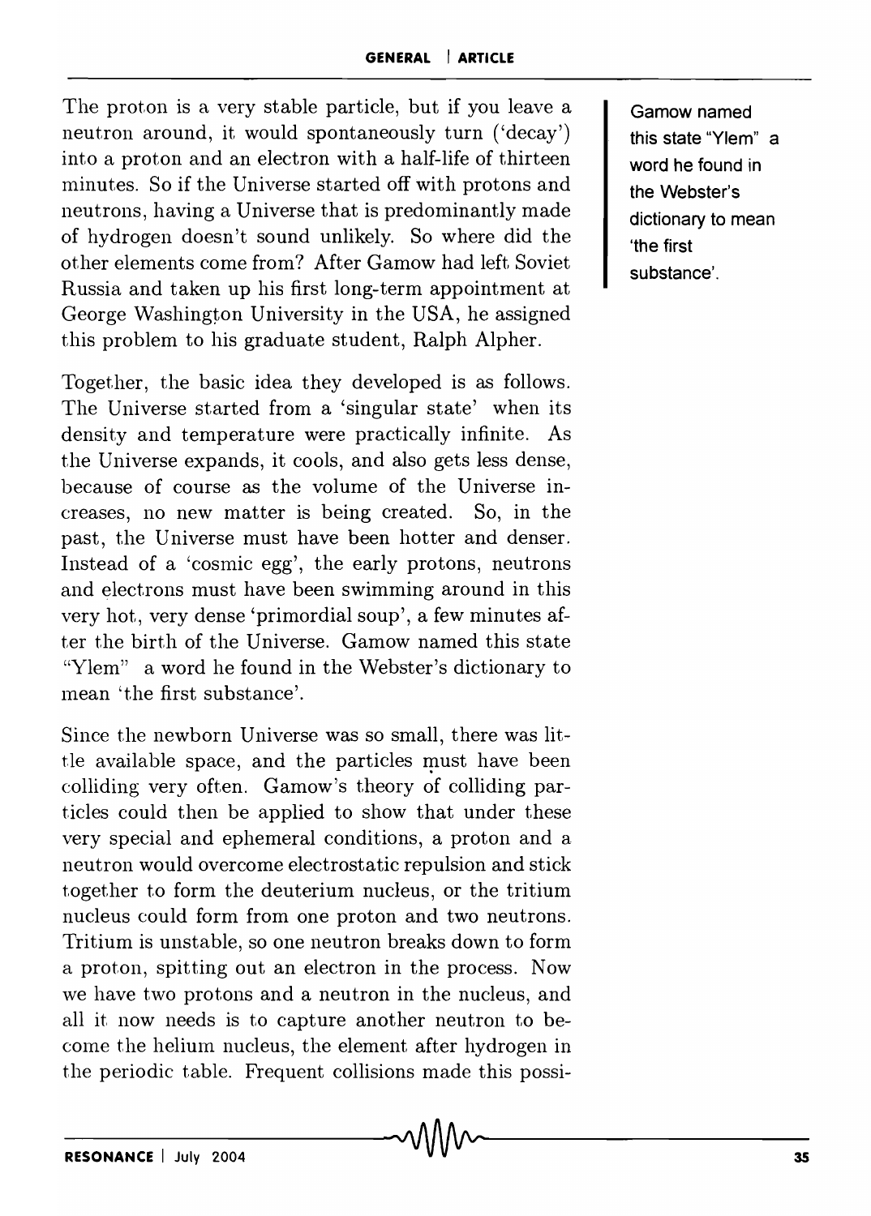The proton is a very stable particle, but if you leave a neutron around, it would spontaneously turn ('decay') into a proton and an electron with a half-life of thirteen minutes. So if the Universe started off with protons and neutrons, having a Universe that is predominantly made of hydrogen doesn't sound unlikely. So where did the other elements come from? After Gamow had left Soviet Russia and taken up his first long-term appointment at George Washington University in the USA, he assigned this problem to his graduate student, Ralph Alpher.

Together, the basic idea they developed is as follows. The Universe started from a 'singular state' when its density and temperature were practically infinite. As the Universe expands, it cools, and also gets less dense, because of course as the volume of the Universe increases, no new matter is being created. So, in the past, the Universe must have been hotter and denser. Instead of a 'cosmic egg', the early protons, neutrons and electrons must have been swimming around in this very hot, very dense 'primordial soup', a few minutes after the birth of the Universe. Gamow named this state "Ylem" a word he found in the Webster's dictionary to mean 'the first substance'.

Gamow named this state "Ylem" a word he found in the Webster's dictionary to mean 'the first substance'.

Since the newborn Universe was so small, there was little available space, and the particles must have been colliding very often. Gamow's theory of colliding particles could then be applied to show that under these very special and ephemeral conditions, a proton and a neutron would overcome electrostatic repulsion and stick together to form the deuterium nucleus, or the tritium nucleus could form from one proton and two neutrons. Tritium is unstable, so one neutron breaks down to form a proton, spitting out an electron in the process. Now we have two protons and a neutron in the nucleus, and all it now needs is to capture another neutron to become the helium nucleus, the element after hydrogen in the periodic table. Frequent collisions made this possi-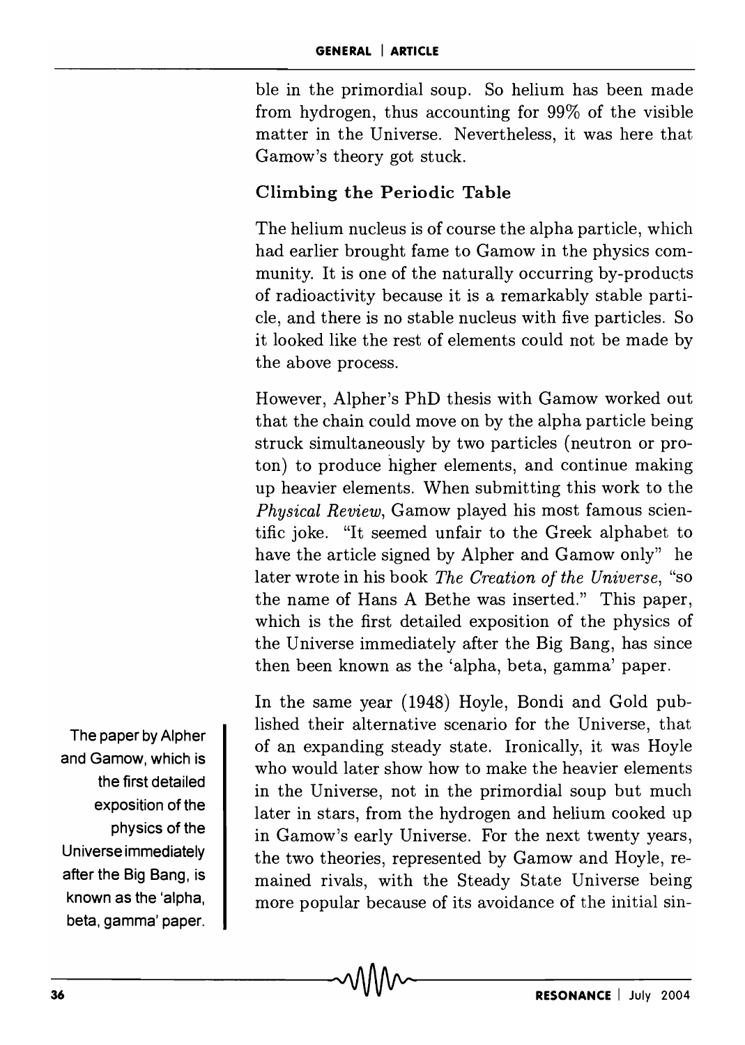ble in the primordial soup. So helium has been made from hydrogen, thus accounting for 99% of the visible matter in the Universe. Nevertheless, it was here that Gamow's theory got stuck.

### Climbing the Periodic Table

The helium nucleus is of course the alpha particle, which had earlier brought fame to Gamow in the physics community. It is one of the naturally occurring by-products of radioactivity because it is a remarkably stable particle, and there is no stable nucleus with five particles. So it looked like the rest of elements could not be made by the above process.

However, Alpher's PhD thesis with Gamow worked out that the chain could move on by the alpha particle being struck simultaneously by two particles (neutron or proton) to produce higher elements, and continue making up heavier elements. When submitting this work to the *Physical Review*, Gamow played his most famous scientific joke. "It seemed unfair to the Greek alphabet to have the article signed by Alpher and Gamow only" he later wrote in his book *The Creation of the Universe*, "so the name of Hans A Bethe was inserted." This paper, which is the first detailed exposition of the physics of the Universe immediately after the Big Bang, has since then been known as the 'alpha, beta, gamma' paper.

The paper by Alpher and Gamow, which is the first detailed exposition of the physics of the Universe immediately after the Big Bang, is known as the 'alpha, beta, gamma' paper.

In the same year (1948) Hoyle, Bondi and Gold published their alternative scenario for the Universe, that of an expanding steady state. Ironically, it was Hoyle who would later show how to make the heavier elements in the Universe, not in the primordial soup but much later in stars, from the hydrogen and helium cooked up in Gamow's early Universe. For the next twenty years, the two theories, represented by Gamow and Hoyle, remained rivals, with the Steady State Universe being more popular because of its avoidance of the initial sin-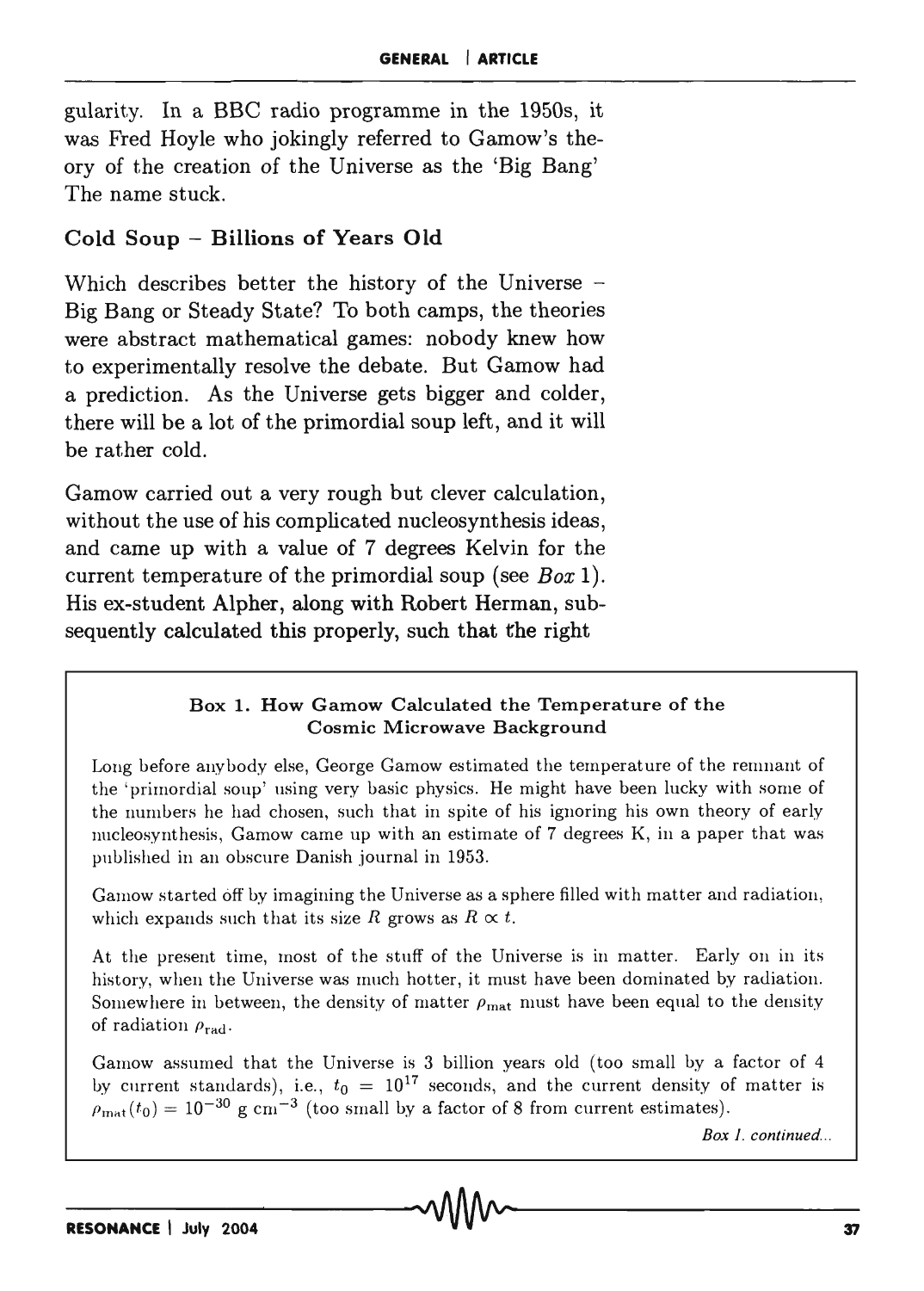gularity. In a BBC radio programme in the 1950s, it was Fred Hoyle who jokingly referred to Gamow's theory of the creation of the Universe as the 'Big Bang' The name stuck.

### Cold Soup – Billions of Years Old

Which describes better the history of the Universe – Big Bang or Steady State? To both camps, the theories were abstract mathematical games: nobody knew how to experimentally resolve the debate. But Gamow had a prediction. As the Universe gets bigger and colder, there will be a lot of the primordial soup left, and it will be rather cold.

Gamow carried out a very rough but clever calculation, without the use of his complicated nucleosynthesis ideas, and came up with a value of 7 degrees Kelvin for the current temperature of the primordial soup (see *Box* 1). His ex-student Alpher, along with Robert Herman, subsequently calculated this properly, such that the right

#### Box 1. How Gamow Calculated the Temperature of the Cosmic Microwave Background

Long before anybody else, George Gamow estimated the temperature of the remnant of the 'primordial soup' using very basic physics. He might have been lucky with some of the numbers he had chosen, such that in spite of his ignoring his own theory of early nucleosynthesis, Gamow came up with an estimate of 7 degrees K, in a paper that was published in an obscure Danish journal in 1953.

Gamow started off by imagining the Universe as a sphere filled with matter and radiation, which expands such that its size $R$ grows as $R \propto t$.

At the present time, most of the stuff of the Universe is in matter. Early on in its history, when the Universe was much hotter, it must have been dominated by radiation. Somewhere in between, the density of matter $\rho_{\mathrm{mat}}$ must have been equal to the density of radiation $\rho_{\mathrm{rad}}$.

Gamow assumed that the Universe is 3 billion years old (too small by a factor of 4 by current standards), i.e., $t_0 = 10^{17}$ seconds, and the current density of matter is $\rho_{\mathrm{mat}}(t_0) = 10^{-30}$ g cm$^{-3}$ (too small by a factor of 8 from current estimates).

*Box 1. continued...*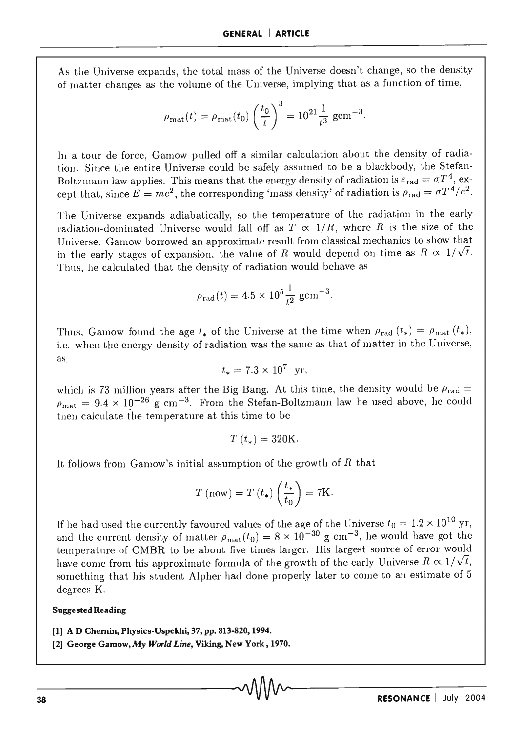As the Universe expands, the total mass of the Universe doesn't change, so the density of matter changes as the volume of the Universe, implying that as a function of time,

$$\rho_{\mathrm{mat}}(t) = \rho_{\mathrm{mat}}(t_0)\left(\frac{t_0}{t}\right)^3 = 10^{21}\frac{1}{t^3}\ \mathrm{gcm}^{-3}.$$

In a tour de force, Gamow pulled off a similar calculation about the density of radiation. Since the entire Universe could be safely assumed to be a blackbody, the Stefan-Boltzmann law applies. This means that the energy density of radiation is $\varepsilon_{\mathrm{rad}} = \sigma T^4$, except that, since $E = mc^2$, the corresponding 'mass density' of radiation is $\rho_{\mathrm{rad}} = \sigma T^4/c^2$.

The Universe expands adiabatically, so the temperature of the radiation in the early radiation-dominated Universe would fall off as $T \propto 1/R$, where $R$ is the size of the Universe. Gamow borrowed an approximate result from classical mechanics to show that in the early stages of expansion, the value of $R$ would depend on time as $R \propto 1/\sqrt{t}$. Thus, he calculated that the density of radiation would behave as

$$\rho_{\mathrm{rad}}(t) = 4.5 \times 10^5 \frac{1}{t^2}\ \mathrm{gcm}^{-3}.$$

Thus, Gamow found the age $t_*$ of the Universe at the time when $\rho_{\mathrm{rad}}(t_*) = \rho_{\mathrm{mat}}(t_*)$, i.e. when the energy density of radiation was the same as that of matter in the Universe, as

$$t_* = 7.3 \times 10^7\ \mathrm{yr},$$

which is 73 million years after the Big Bang. At this time, the density would be $\rho_{\mathrm{rad}} \equiv \rho_{\mathrm{mat}} = 9.4 \times 10^{-26}\ \mathrm{g\ cm}^{-3}$. From the Stefan-Boltzmann law he used above, he could then calculate the temperature at this time to be

$$T(t_*) = 320\mathrm{K}.$$

It follows from Gamow's initial assumption of the growth of $R$ that

$$T(\mathrm{now}) = T(t_*)\left(\frac{t_*}{t_0}\right) = 7\mathrm{K}.$$

If he had used the currently favoured values of the age of the Universe $t_0 = 1.2 \times 10^{10}$ yr, and the current density of matter $\rho_{\mathrm{mat}}(t_0) = 8 \times 10^{-30}\ \mathrm{g\ cm}^{-3}$, he would have got the temperature of CMBR to be about five times larger. His largest source of error would have come from his approximate formula of the growth of the early Universe $R \propto 1/\sqrt{t}$, something that his student Alpher had done properly later to come to an estimate of 5 degrees K.

**Suggested Reading**

**[1] A D Chernin, Physics-Uspekhi, 37, pp. 813-820, 1994.**

**[2] George Gamow, *My World Line*, Viking, New York, 1970.**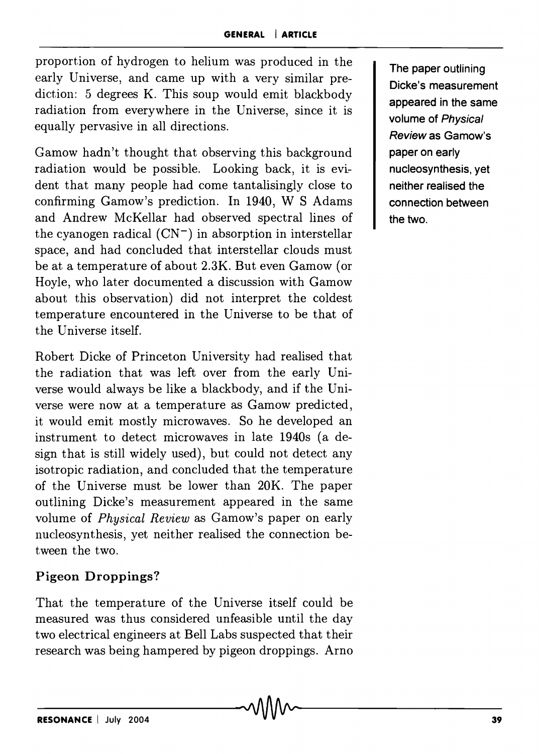proportion of hydrogen to helium was produced in the early Universe, and came up with a very similar prediction: 5 degrees K. This soup would emit blackbody radiation from everywhere in the Universe, since it is equally pervasive in all directions.

Gamow hadn't thought that observing this background radiation would be possible. Looking back, it is evident that many people had come tantalisingly close to confirming Gamow's prediction. In 1940, W S Adams and Andrew McKellar had observed spectral lines of the cyanogen radical ($CN^-$) in absorption in interstellar space, and had concluded that interstellar clouds must be at a temperature of about 2.3K. But even Gamow (or Hoyle, who later documented a discussion with Gamow about this observation) did not interpret the coldest temperature encountered in the Universe to be that of the Universe itself.

Robert Dicke of Princeton University had realised that the radiation that was left over from the early Universe would always be like a blackbody, and if the Universe were now at a temperature as Gamow predicted, it would emit mostly microwaves. So he developed an instrument to detect microwaves in late 1940s (a design that is still widely used), but could not detect any isotropic radiation, and concluded that the temperature of the Universe must be lower than 20K. The paper outlining Dicke's measurement appeared in the same volume of *Physical Review* as Gamow's paper on early nucleosynthesis, yet neither realised the connection between the two.

**The paper outlining Dicke's measurement appeared in the same volume of *Physical Review* as Gamow's paper on early nucleosynthesis, yet neither realised the connection between the two.**

### Pigeon Droppings?

That the temperature of the Universe itself could be measured was thus considered unfeasible until the day two electrical engineers at Bell Labs suspected that their research was being hampered by pigeon droppings. Arno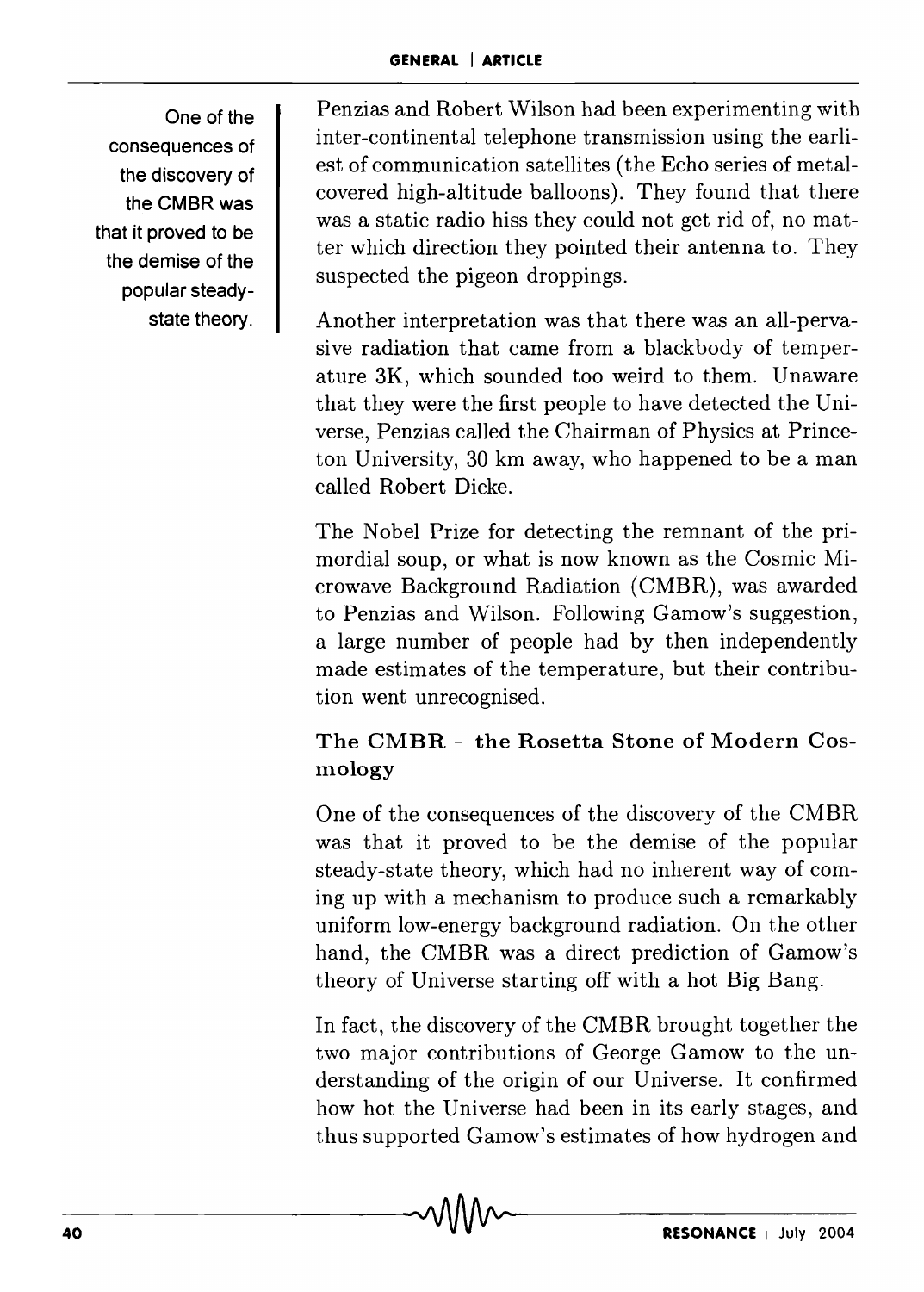Penzias and Robert Wilson had been experimenting with inter-continental telephone transmission using the earliest of communication satellites (the Echo series of metal-covered high-altitude balloons). They found that there was a static radio hiss they could not get rid of, no matter which direction they pointed their antenna to. They suspected the pigeon droppings.

Another interpretation was that there was an all-pervasive radiation that came from a blackbody of temperature 3K, which sounded too weird to them. Unaware that they were the first people to have detected the Universe, Penzias called the Chairman of Physics at Princeton University, 30 km away, who happened to be a man called Robert Dicke.

The Nobel Prize for detecting the remnant of the primordial soup, or what is now known as the Cosmic Microwave Background Radiation (CMBR), was awarded to Penzias and Wilson. Following Gamow's suggestion, a large number of people had by then independently made estimates of the temperature, but their contribution went unrecognised.

### The CMBR – the Rosetta Stone of Modern Cosmology

One of the consequences of the discovery of the CMBR was that it proved to be the demise of the popular steady-state theory, which had no inherent way of coming up with a mechanism to produce such a remarkably uniform low-energy background radiation. On the other hand, the CMBR was a direct prediction of Gamow's theory of Universe starting off with a hot Big Bang.

In fact, the discovery of the CMBR brought together the two major contributions of George Gamow to the understanding of the origin of our Universe. It confirmed how hot the Universe had been in its early stages, and thus supported Gamow's estimates of how hydrogen and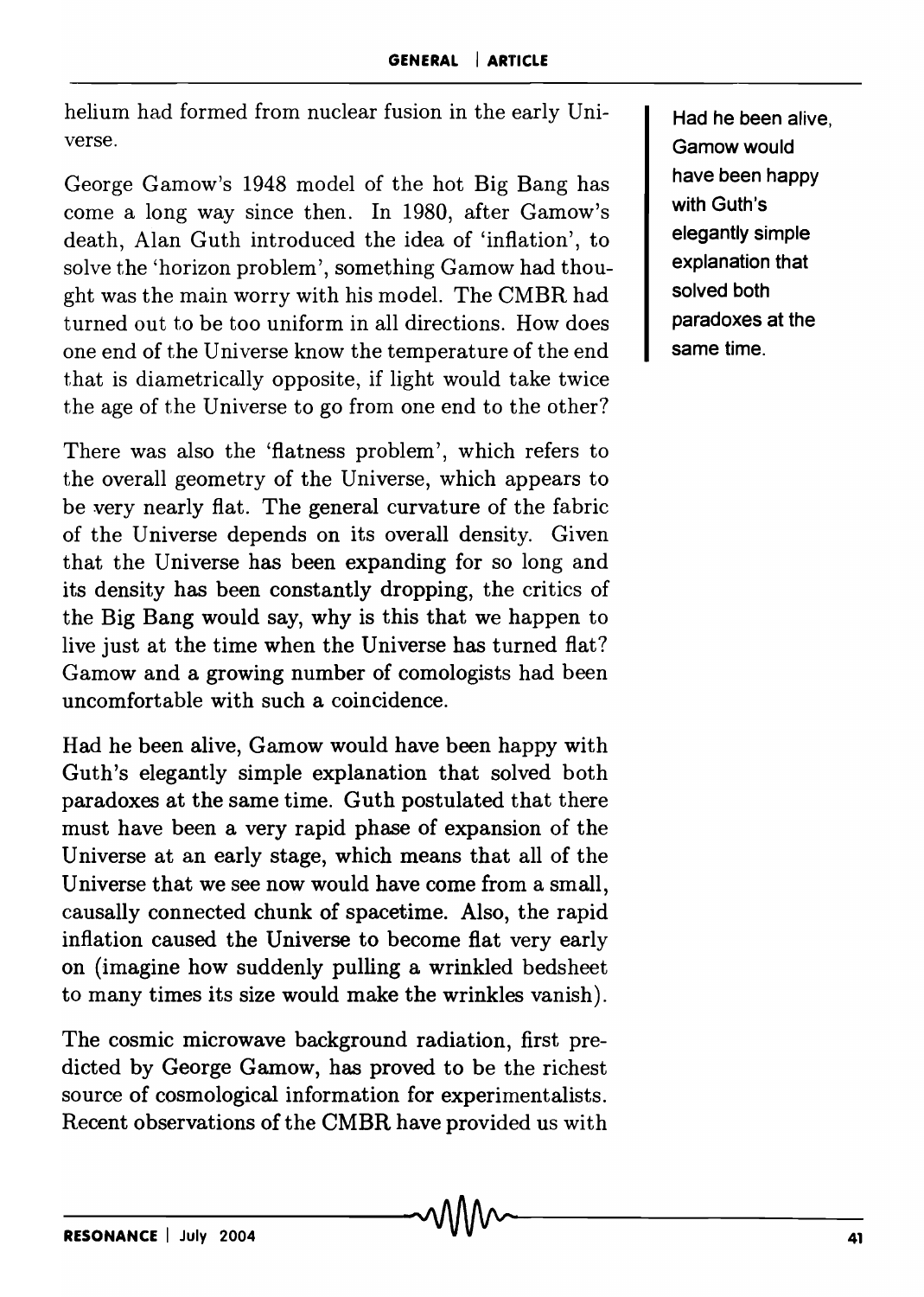helium had formed from nuclear fusion in the early Universe.

George Gamow's 1948 model of the hot Big Bang has come a long way since then. In 1980, after Gamow's death, Alan Guth introduced the idea of 'inflation', to solve the 'horizon problem', something Gamow had thought was the main worry with his model. The CMBR had turned out to be too uniform in all directions. How does one end of the Universe know the temperature of the end that is diametrically opposite, if light would take twice the age of the Universe to go from one end to the other?

There was also the 'flatness problem', which refers to the overall geometry of the Universe, which appears to be very nearly flat. The general curvature of the fabric of the Universe depends on its overall density. Given that the Universe has been expanding for so long and its density has been constantly dropping, the critics of the Big Bang would say, why is this that we happen to live just at the time when the Universe has turned flat? Gamow and a growing number of comologists had been uncomfortable with such a coincidence.

**Had he been alive, Gamow would have been happy with Guth's elegantly simple explanation that solved both paradoxes at the same time.**

Had he been alive, Gamow would have been happy with Guth's elegantly simple explanation that solved both paradoxes at the same time. Guth postulated that there must have been a very rapid phase of expansion of the Universe at an early stage, which means that all of the Universe that we see now would have come from a small, causally connected chunk of spacetime. Also, the rapid inflation caused the Universe to become flat very early on (imagine how suddenly pulling a wrinkled bedsheet to many times its size would make the wrinkles vanish).

The cosmic microwave background radiation, first predicted by George Gamow, has proved to be the richest source of cosmological information for experimentalists. Recent observations of the CMBR have provided us with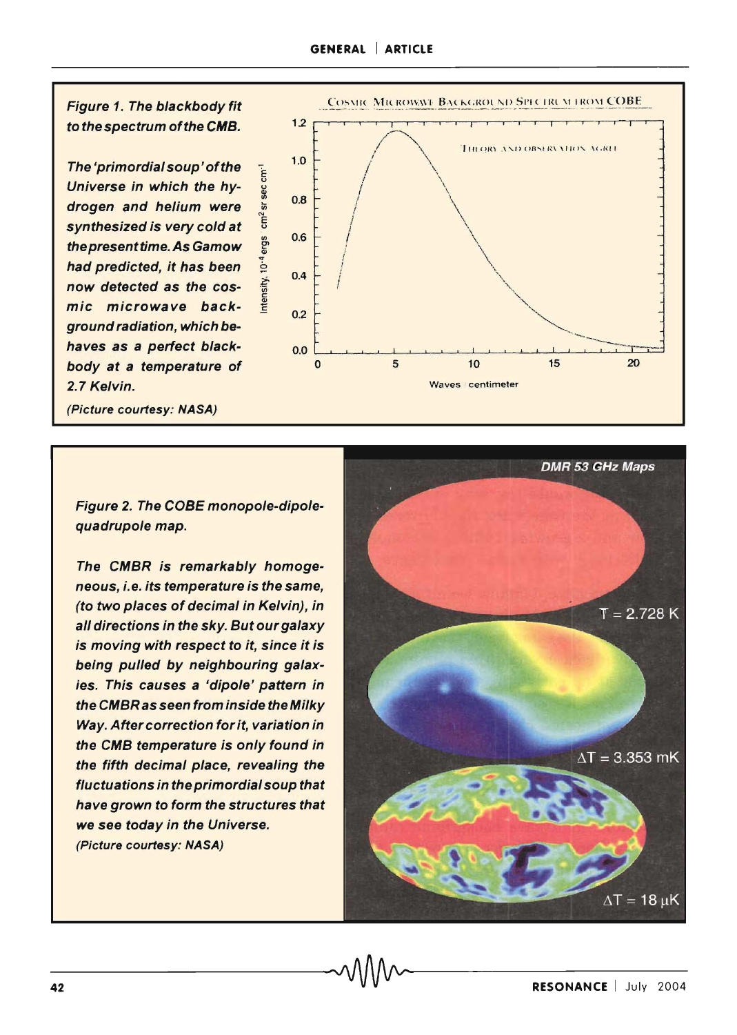*Figure 1. The blackbody fit to the spectrum of the CMB.*

*The 'primordial soup' of the Universe in which the hydrogen and helium were synthesized is very cold at the present time. As Gamow had predicted, it has been now detected as the cosmic microwave background radiation, which behaves as a perfect blackbody at a temperature of 2.7 Kelvin.*

*(Picture courtesy: NASA)*

*Figure 2. The COBE monopole-dipole-quadrupole map.*

*The CMBR is remarkably homogeneous, i.e. its temperature is the same, (to two places of decimal in Kelvin), in all directions in the sky. But our galaxy is moving with respect to it, since it is being pulled by neighbouring galaxies. This causes a 'dipole' pattern in the CMBR as seen from inside the Milky Way. After correction for it, variation in the CMB temperature is only found in the fifth decimal place, revealing the fluctuations in the primordial soup that have grown to form the structures that we see today in the Universe.*

*(Picture courtesy: NASA)*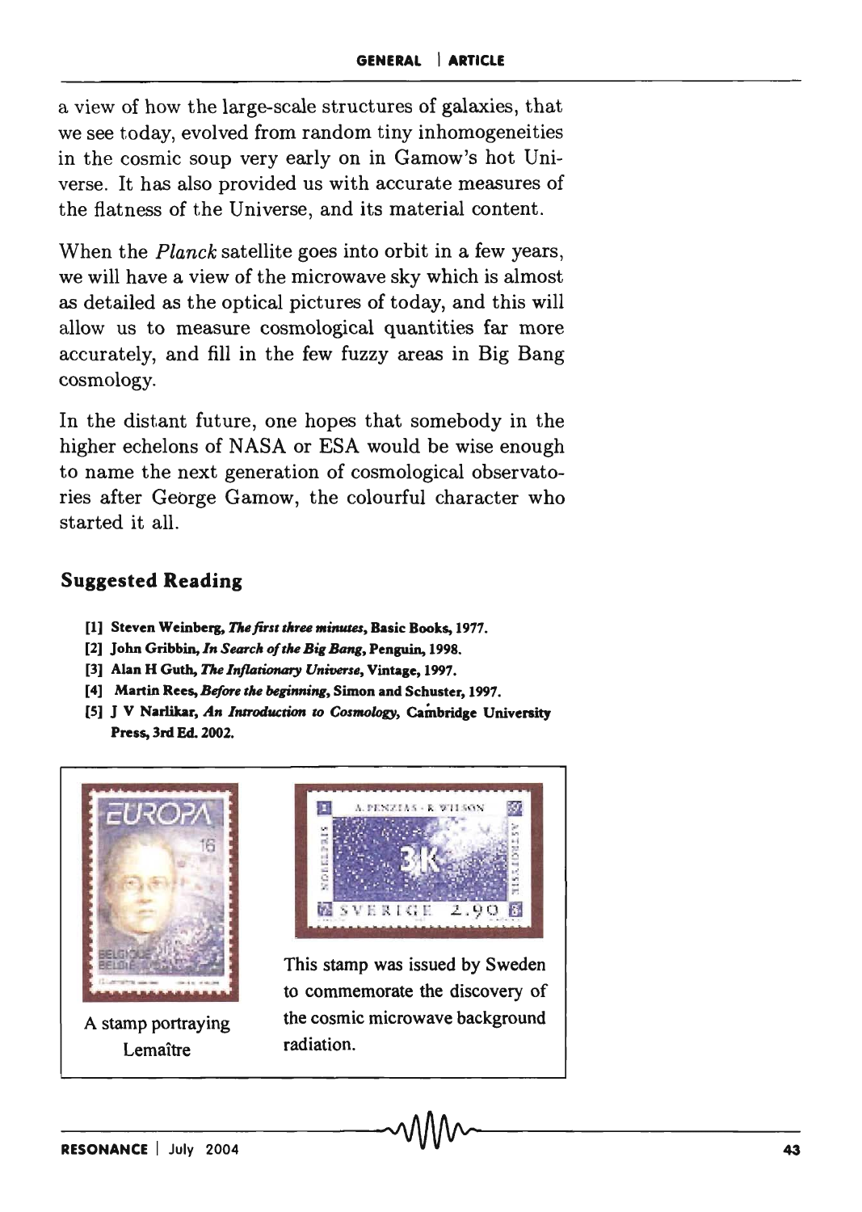a view of how the large-scale structures of galaxies, that we see today, evolved from random tiny inhomogeneities in the cosmic soup very early on in Gamow's hot Universe. It has also provided us with accurate measures of the flatness of the Universe, and its material content.

When the *Planck* satellite goes into orbit in a few years, we will have a view of the microwave sky which is almost as detailed as the optical pictures of today, and this will allow us to measure cosmological quantities far more accurately, and fill in the few fuzzy areas in Big Bang cosmology.

In the distant future, one hopes that somebody in the higher echelons of NASA or ESA would be wise enough to name the next generation of cosmological observatories after George Gamow, the colourful character who started it all.

## Suggested Reading

[1] Steven Weinberg, *The first three minutes*, Basic Books, 1977.

[2] John Gribbin, *In Search of the Big Bang*, Penguin, 1998.

[3] Alan H Guth, *The Inflationary Universe*, Vintage, 1997.

[4] Martin Rees, *Before the beginning*, Simon and Schuster, 1997.

[5] J V Narlikar, *An Introduction to Cosmology*, Cambridge University Press, 3rd Ed. 2002.

A stamp portraying Lemaître

This stamp was issued by Sweden to commemorate the discovery of the cosmic microwave background radiation.